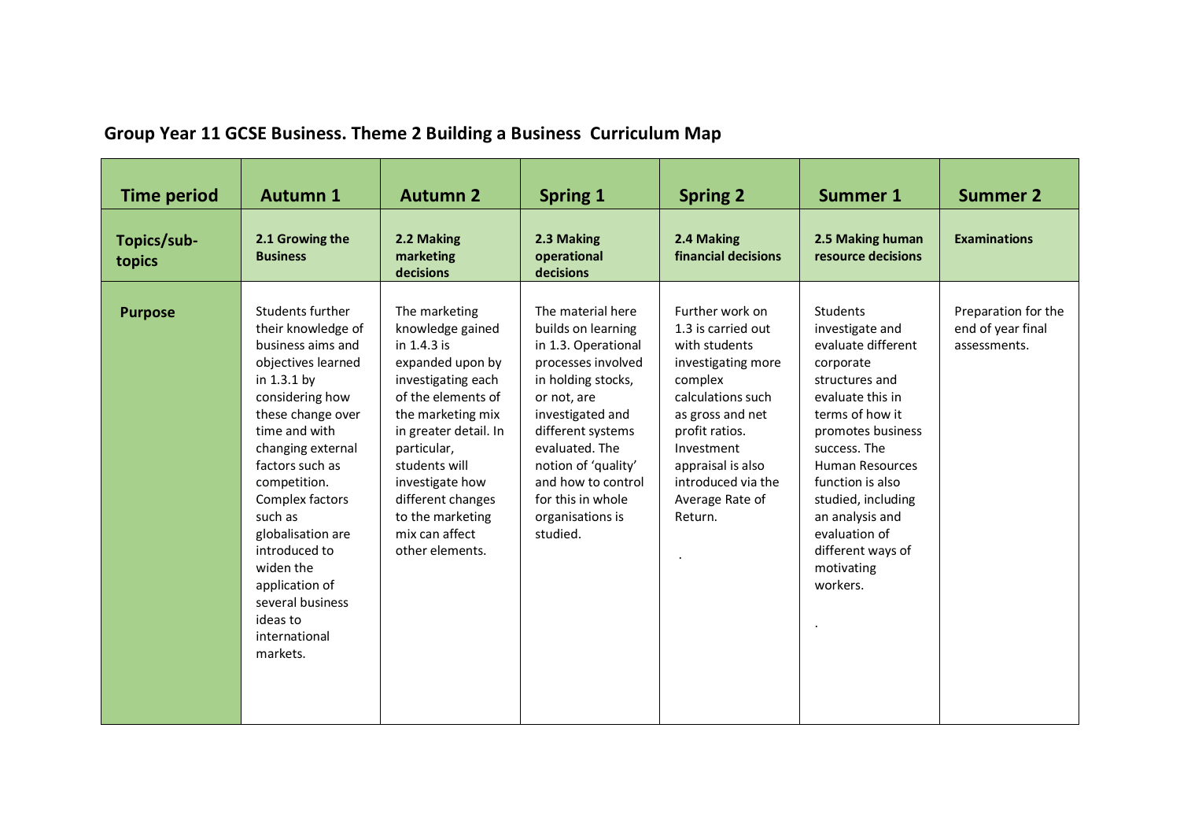## Group Year 11 GCSE Business. Theme 2 Building a Business Curriculum Map

| Time period | Autumn 1 | Autumn 2 | Spring 1 | Spring 2 | Summer 1 | Summer 2 |
|---|---|---|---|---|---|---|
| **Topics/sub-topics** | **2.1 Growing the Business** | **2.2 Making marketing decisions** | **2.3 Making operational decisions** | **2.4 Making financial decisions** | **2.5 Making human resource decisions** | **Examinations** |
| **Purpose** | Students further their knowledge of business aims and objectives learned in 1.3.1 by considering how these change over time and with changing external factors such as competition. Complex factors such as globalisation are introduced to widen the application of several business ideas to international markets. | The marketing knowledge gained in 1.4.3 is expanded upon by investigating each of the elements of the marketing mix in greater detail. In particular, students will investigate how different changes to the marketing mix can affect other elements. | The material here builds on learning in 1.3. Operational processes involved in holding stocks, or not, are investigated and different systems evaluated. The notion of 'quality' and how to control for this in whole organisations is studied. | Further work on 1.3 is carried out with students investigating more complex calculations such as gross and net profit ratios. Investment appraisal is also introduced via the Average Rate of Return. . | Students investigate and evaluate different corporate structures and evaluate this in terms of how it promotes business success. The Human Resources function is also studied, including an analysis and evaluation of different ways of motivating workers. . | Preparation for the end of year final assessments. |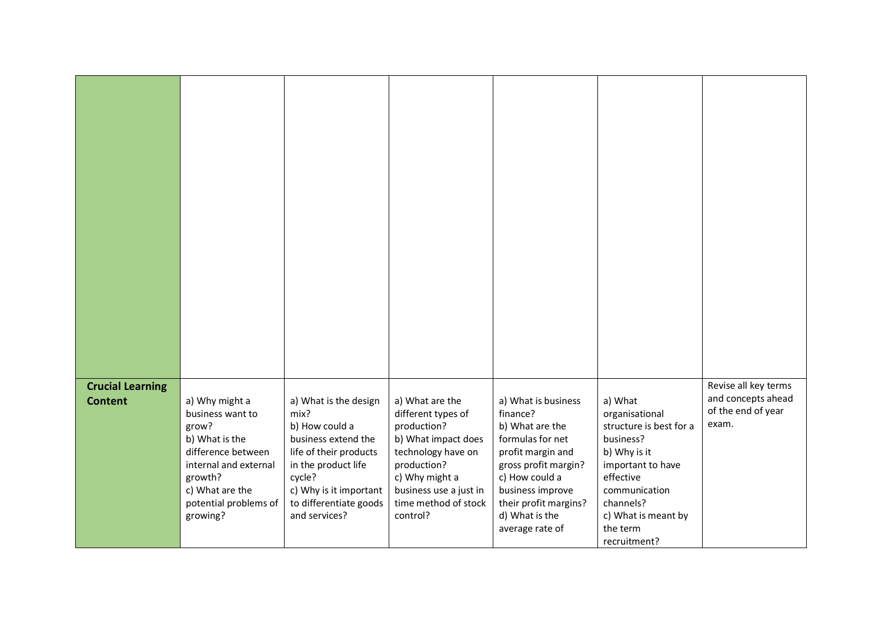| | | | | | | |
|---|---|---|---|---|---|---|
| | | | | | | |
| **Crucial Learning Content** | a) Why might a business want to grow?<br>b) What is the difference between internal and external growth?<br>c) What are the potential problems of growing? | a) What is the design mix?<br>b) How could a business extend the life of their products in the product life cycle?<br>c) Why is it important to differentiate goods and services? | a) What are the different types of production?<br>b) What impact does technology have on production?<br>c) Why might a business use a just in time method of stock control? | a) What is business finance?<br>b) What are the formulas for net profit margin and gross profit margin?<br>c) How could a business improve their profit margins?<br>d) What is the average rate of | a) What organisational structure is best for a business?<br>b) Why is it important to have effective communication channels?<br>c) What is meant by the term recruitment? | Revise all key terms and concepts ahead of the end of year exam. |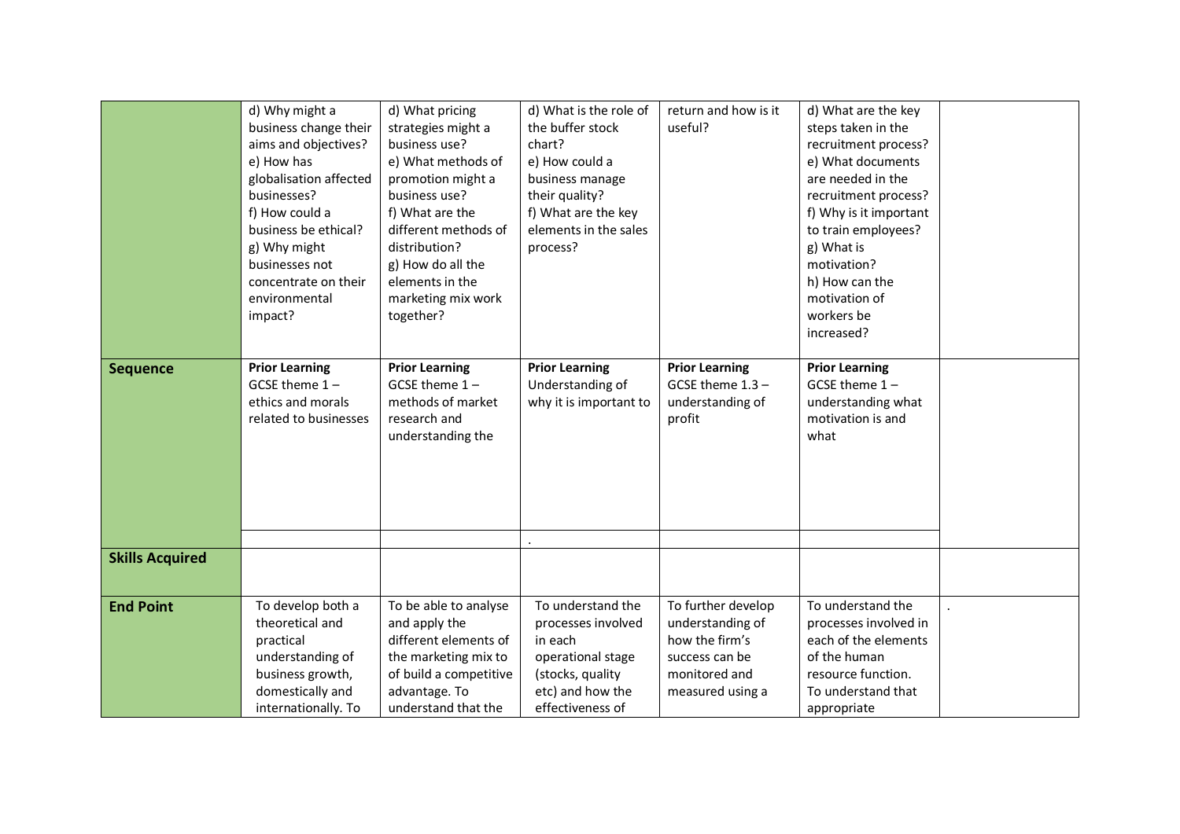| | | | | | | |
|---|---|---|---|---|---|---|
| | d) Why might a business change their aims and objectives?<br>e) How has globalisation affected businesses?<br>f) How could a business be ethical?<br>g) Why might businesses not concentrate on their environmental impact? | d) What pricing strategies might a business use?<br>e) What methods of promotion might a business use?<br>f) What are the different methods of distribution?<br>g) How do all the elements in the marketing mix work together? | d) What is the role of the buffer stock chart?<br>e) How could a business manage their quality?<br>f) What are the key elements in the sales process? | return and how is it useful? | d) What are the key steps taken in the recruitment process?<br>e) What documents are needed in the recruitment process?<br>f) Why is it important to train employees?<br>g) What is motivation?<br>h) How can the motivation of workers be increased? | |
| **Sequence** | **Prior Learning**<br>GCSE theme 1 – ethics and morals related to businesses | **Prior Learning**<br>GCSE theme 1 – methods of market research and understanding the | **Prior Learning**<br>Understanding of why it is important to | **Prior Learning**<br>GCSE theme 1.3 – understanding of profit | **Prior Learning**<br>GCSE theme 1 – understanding what motivation is and what | |
| | | | . | | | |
| **Skills Acquired** | | | | | | |
| **End Point** | To develop both a theoretical and practical understanding of business growth, domestically and internationally. To | To be able to analyse and apply the different elements of the marketing mix to of build a competitive advantage. To understand that the | To understand the processes involved in each operational stage (stocks, quality etc) and how the effectiveness of | To further develop understanding of how the firm's success can be monitored and measured using a | To understand the processes involved in each of the elements of the human resource function. To understand that appropriate | . |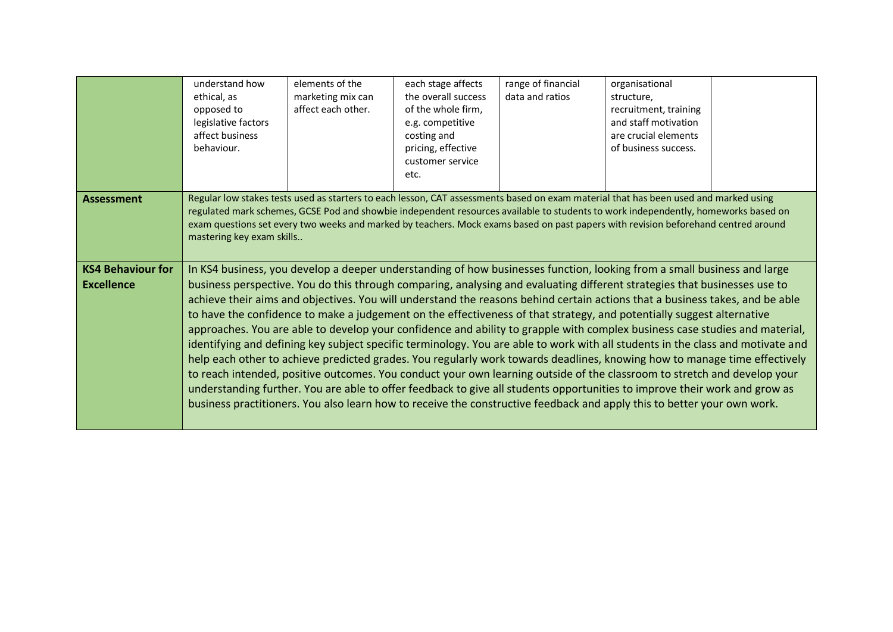| | | | | | | |
|---|---|---|---|---|---|---|
| | understand how ethical, as opposed to legislative factors affect business behaviour. | elements of the marketing mix can affect each other. | each stage affects the overall success of the whole firm, e.g. competitive costing and pricing, effective customer service etc. | range of financial data and ratios | organisational structure, recruitment, training and staff motivation are crucial elements of business success. | |
| **Assessment** | Regular low stakes tests used as starters to each lesson, CAT assessments based on exam material that has been used and marked using regulated mark schemes, GCSE Pod and showbie independent resources available to students to work independently, homeworks based on exam questions set every two weeks and marked by teachers. Mock exams based on past papers with revision beforehand centred around mastering key exam skills.. | | | | | |
| **KS4 Behaviour for Excellence** | In KS4 business, you develop a deeper understanding of how businesses function, looking from a small business and large business perspective. You do this through comparing, analysing and evaluating different strategies that businesses use to achieve their aims and objectives. You will understand the reasons behind certain actions that a business takes, and be able to have the confidence to make a judgement on the effectiveness of that strategy, and potentially suggest alternative approaches. You are able to develop your confidence and ability to grapple with complex business case studies and material, identifying and defining key subject specific terminology. You are able to work with all students in the class and motivate and help each other to achieve predicted grades. You regularly work towards deadlines, knowing how to manage time effectively to reach intended, positive outcomes. You conduct your own learning outside of the classroom to stretch and develop your understanding further. You are able to offer feedback to give all students opportunities to improve their work and grow as business practitioners. You also learn how to receive the constructive feedback and apply this to better your own work. | | | | | |